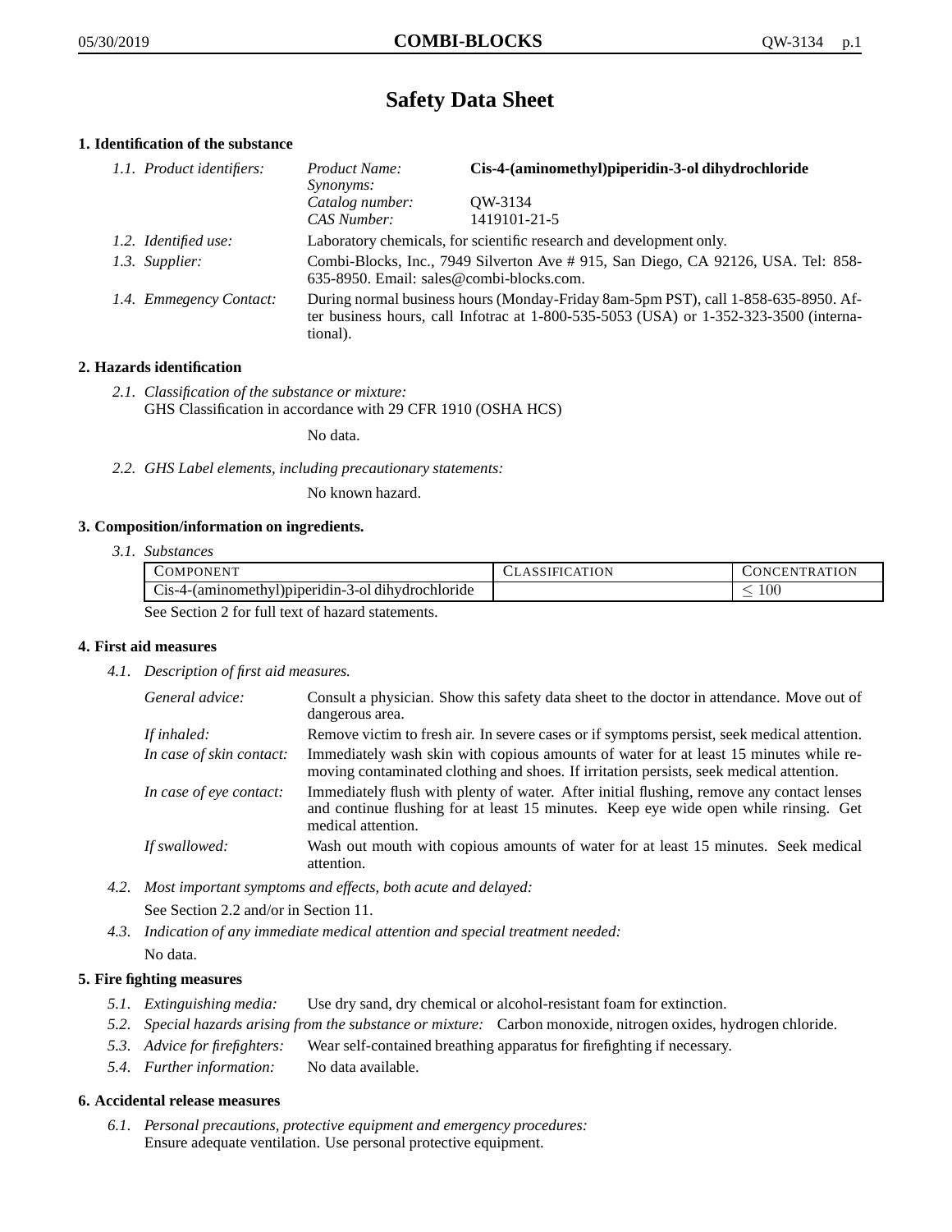# Safety Data Sheet

## 1. Identification of the substance

*1.1. Product identifiers:*

*Product Name:* **Cis-4-(aminomethyl)piperidin-3-ol dihydrochloride**
*Synonyms:*
*Catalog number:* QW-3134
*CAS Number:* 1419101-21-5

*1.2. Identified use:* Laboratory chemicals, for scientific research and development only.

*1.3. Supplier:* Combi-Blocks, Inc., 7949 Silverton Ave # 915, San Diego, CA 92126, USA. Tel: 858-635-8950. Email: sales@combi-blocks.com.

*1.4. Emmegency Contact:* During normal business hours (Monday-Friday 8am-5pm PST), call 1-858-635-8950. After business hours, call Infotrac at 1-800-535-5053 (USA) or 1-352-323-3500 (international).

## 2. Hazards identification

*2.1. Classification of the substance or mixture:*
GHS Classification in accordance with 29 CFR 1910 (OSHA HCS)

No data.

*2.2. GHS Label elements, including precautionary statements:*

No known hazard.

## 3. Composition/information on ingredients.

*3.1. Substances*

| COMPONENT | CLASSIFICATION | CONCENTRATION |
| --- | --- | --- |
| Cis-4-(aminomethyl)piperidin-3-ol dihydrochloride | | $\leq 100$ |

See Section 2 for full text of hazard statements.

## 4. First aid measures

*4.1. Description of first aid measures.*

*General advice:* Consult a physician. Show this safety data sheet to the doctor in attendance. Move out of dangerous area.

*If inhaled:* Remove victim to fresh air. In severe cases or if symptoms persist, seek medical attention.

*In case of skin contact:* Immediately wash skin with copious amounts of water for at least 15 minutes while removing contaminated clothing and shoes. If irritation persists, seek medical attention.

*In case of eye contact:* Immediately flush with plenty of water. After initial flushing, remove any contact lenses and continue flushing for at least 15 minutes. Keep eye wide open while rinsing. Get medical attention.

*If swallowed:* Wash out mouth with copious amounts of water for at least 15 minutes. Seek medical attention.

*4.2. Most important symptoms and effects, both acute and delayed:*
See Section 2.2 and/or in Section 11.

*4.3. Indication of any immediate medical attention and special treatment needed:*
No data.

## 5. Fire fighting measures

*5.1. Extinguishing media:* Use dry sand, dry chemical or alcohol-resistant foam for extinction.

*5.2. Special hazards arising from the substance or mixture:* Carbon monoxide, nitrogen oxides, hydrogen chloride.

*5.3. Advice for firefighters:* Wear self-contained breathing apparatus for firefighting if necessary.

*5.4. Further information:* No data available.

## 6. Accidental release measures

*6.1. Personal precautions, protective equipment and emergency procedures:*
Ensure adequate ventilation. Use personal protective equipment.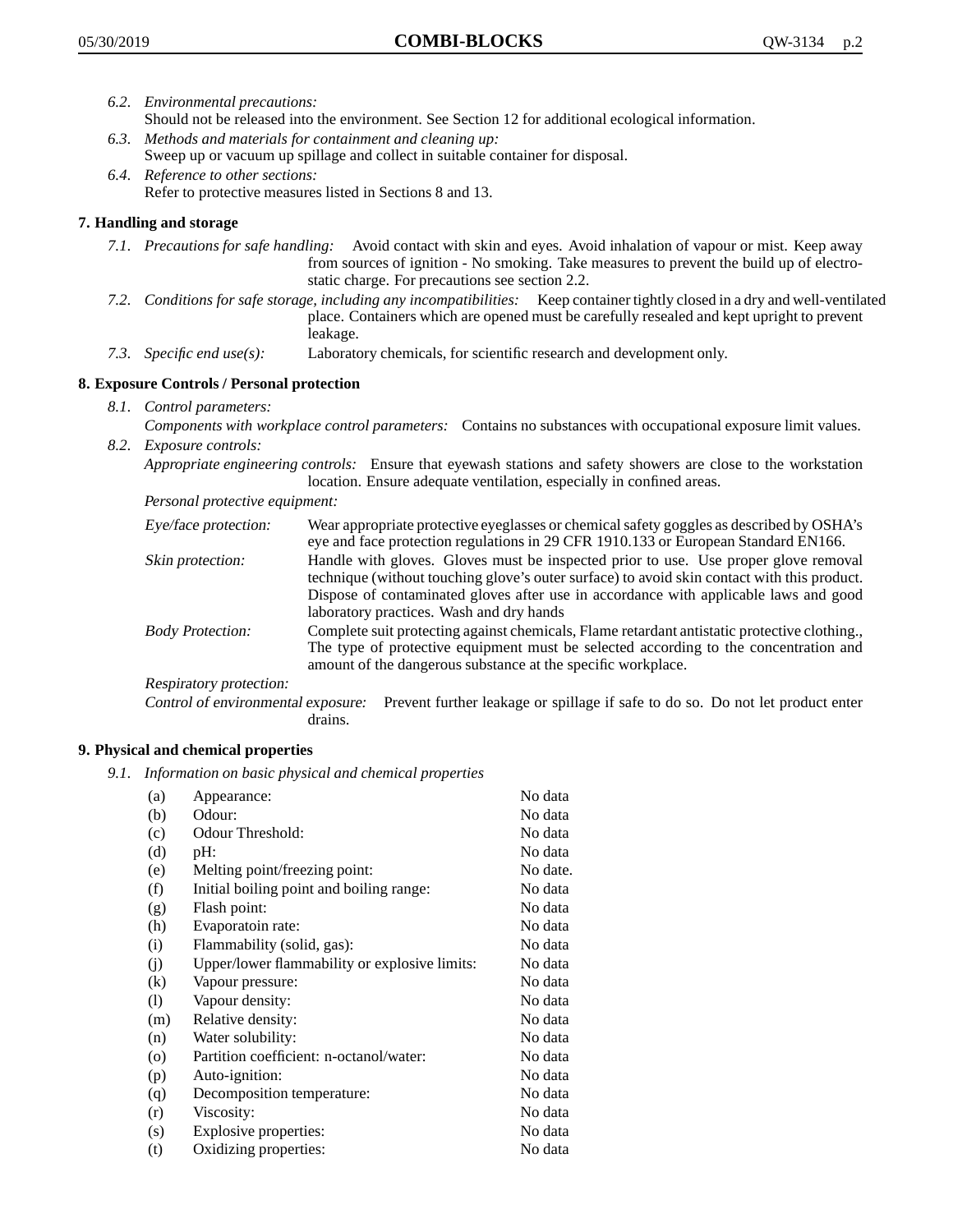*6.2. Environmental precautions:*
Should not be released into the environment. See Section 12 for additional ecological information.

*6.3. Methods and materials for containment and cleaning up:*
Sweep up or vacuum up spillage and collect in suitable container for disposal.

*6.4. Reference to other sections:*
Refer to protective measures listed in Sections 8 and 13.

## 7. Handling and storage

*7.1. Precautions for safe handling:* Avoid contact with skin and eyes. Avoid inhalation of vapour or mist. Keep away from sources of ignition - No smoking. Take measures to prevent the build up of electrostatic charge. For precautions see section 2.2.

*7.2. Conditions for safe storage, including any incompatibilities:* Keep container tightly closed in a dry and well-ventilated place. Containers which are opened must be carefully resealed and kept upright to prevent leakage.

*7.3. Specific end use(s):* Laboratory chemicals, for scientific research and development only.

## 8. Exposure Controls / Personal protection

*8.1. Control parameters:*
*Components with workplace control parameters:* Contains no substances with occupational exposure limit values.

*8.2. Exposure controls:*
*Appropriate engineering controls:* Ensure that eyewash stations and safety showers are close to the workstation location. Ensure adequate ventilation, especially in confined areas.

*Personal protective equipment:*

*Eye/face protection:* Wear appropriate protective eyeglasses or chemical safety goggles as described by OSHA's eye and face protection regulations in 29 CFR 1910.133 or European Standard EN166.

*Skin protection:* Handle with gloves. Gloves must be inspected prior to use. Use proper glove removal technique (without touching glove's outer surface) to avoid skin contact with this product. Dispose of contaminated gloves after use in accordance with applicable laws and good laboratory practices. Wash and dry hands

*Body Protection:* Complete suit protecting against chemicals, Flame retardant antistatic protective clothing., The type of protective equipment must be selected according to the concentration and amount of the dangerous substance at the specific workplace.

*Respiratory protection:*

*Control of environmental exposure:* Prevent further leakage or spillage if safe to do so. Do not let product enter drains.

## 9. Physical and chemical properties

*9.1. Information on basic physical and chemical properties*

| | | |
|---|---|---|
| (a) | Appearance: | No data |
| (b) | Odour: | No data |
| (c) | Odour Threshold: | No data |
| (d) | pH: | No data |
| (e) | Melting point/freezing point: | No date. |
| (f) | Initial boiling point and boiling range: | No data |
| (g) | Flash point: | No data |
| (h) | Evaporatoin rate: | No data |
| (i) | Flammability (solid, gas): | No data |
| (j) | Upper/lower flammability or explosive limits: | No data |
| (k) | Vapour pressure: | No data |
| (l) | Vapour density: | No data |
| (m) | Relative density: | No data |
| (n) | Water solubility: | No data |
| (o) | Partition coefficient: n-octanol/water: | No data |
| (p) | Auto-ignition: | No data |
| (q) | Decomposition temperature: | No data |
| (r) | Viscosity: | No data |
| (s) | Explosive properties: | No data |
| (t) | Oxidizing properties: | No data |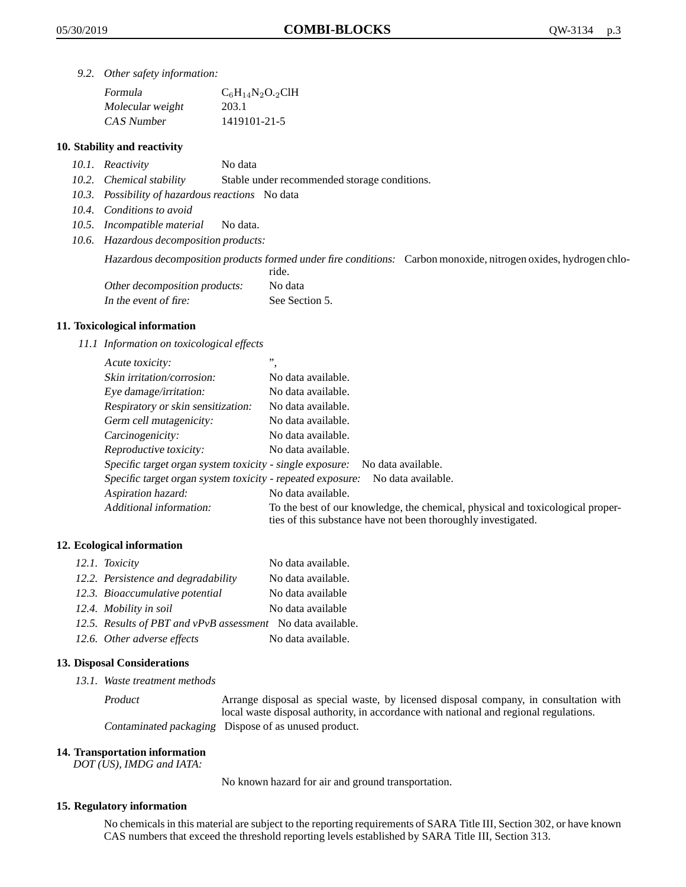*9.2. Other safety information:*

| | |
|---|---|
| *Formula* | $C_6H_{14}N_2O.{_2}ClH$ |
| *Molecular weight* | 203.1 |
| *CAS Number* | 1419101-21-5 |

## 10. Stability and reactivity

*10.1. Reactivity* No data

*10.2. Chemical stability* Stable under recommended storage conditions.

*10.3. Possibility of hazardous reactions* No data

*10.4. Conditions to avoid*

*10.5. Incompatible material* No data.

*10.6. Hazardous decomposition products:*

*Hazardous decomposition products formed under fire conditions:* Carbon monoxide, nitrogen oxides, hydrogen chloride.

*Other decomposition products:* No data

*In the event of fire:* See Section 5.

## 11. Toxicological information

*11.1 Information on toxicological effects*

| | |
|---|---|
| *Acute toxicity:* | ”, |
| *Skin irritation/corrosion:* | No data available. |
| *Eye damage/irritation:* | No data available. |
| *Respiratory or skin sensitization:* | No data available. |
| *Germ cell mutagenicity:* | No data available. |
| *Carcinogenicity:* | No data available. |
| *Reproductive toxicity:* | No data available. |
| *Specific target organ system toxicity - single exposure:* | No data available. |
| *Specific target organ system toxicity - repeated exposure:* | No data available. |
| *Aspiration hazard:* | No data available. |
| *Additional information:* | To the best of our knowledge, the chemical, physical and toxicological properties of this substance have not been thoroughly investigated. |

## 12. Ecological information

| | |
|---|---|
| *12.1. Toxicity* | No data available. |
| *12.2. Persistence and degradability* | No data available. |
| *12.3. Bioaccumulative potential* | No data available |
| *12.4. Mobility in soil* | No data available |
| *12.5. Results of PBT and vPvB assessment* | No data available. |
| *12.6. Other adverse effects* | No data available. |

## 13. Disposal Considerations

*13.1. Waste treatment methods*

*Product* Arrange disposal as special waste, by licensed disposal company, in consultation with local waste disposal authority, in accordance with national and regional regulations.

*Contaminated packaging* Dispose of as unused product.

## 14. Transportation information

*DOT (US), IMDG and IATA:*

No known hazard for air and ground transportation.

## 15. Regulatory information

No chemicals in this material are subject to the reporting requirements of SARA Title III, Section 302, or have known CAS numbers that exceed the threshold reporting levels established by SARA Title III, Section 313.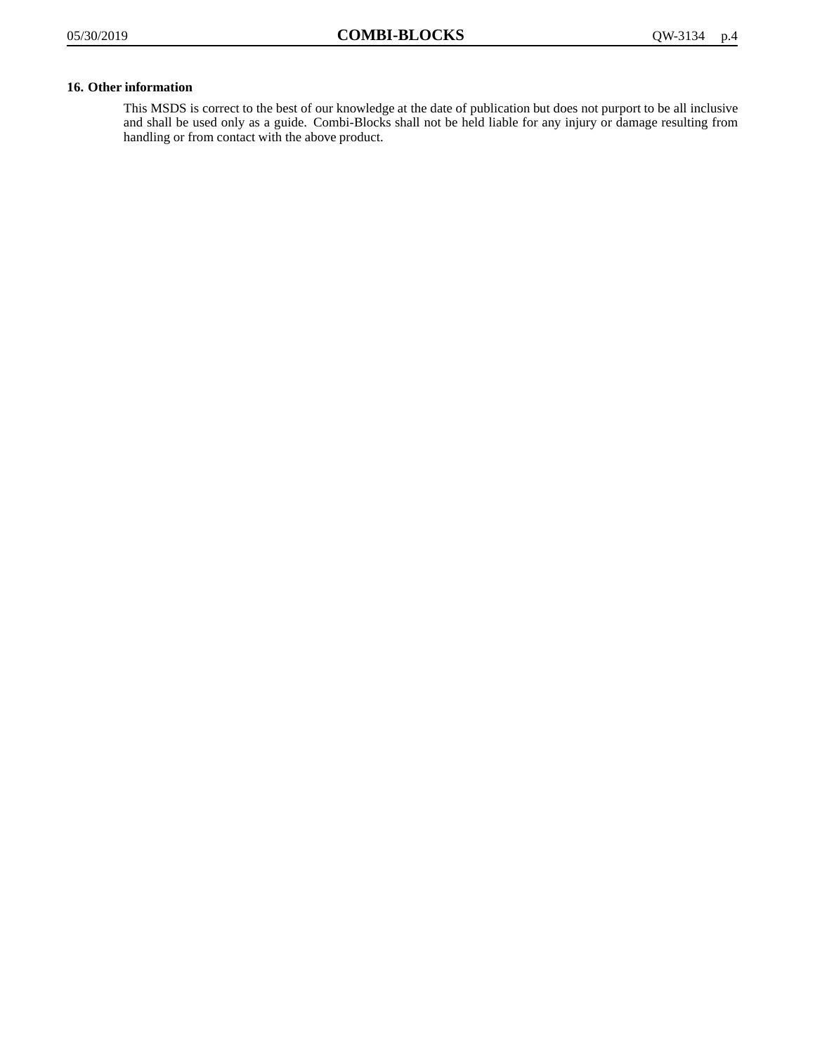## 16. Other information

This MSDS is correct to the best of our knowledge at the date of publication but does not purport to be all inclusive and shall be used only as a guide. Combi-Blocks shall not be held liable for any injury or damage resulting from handling or from contact with the above product.